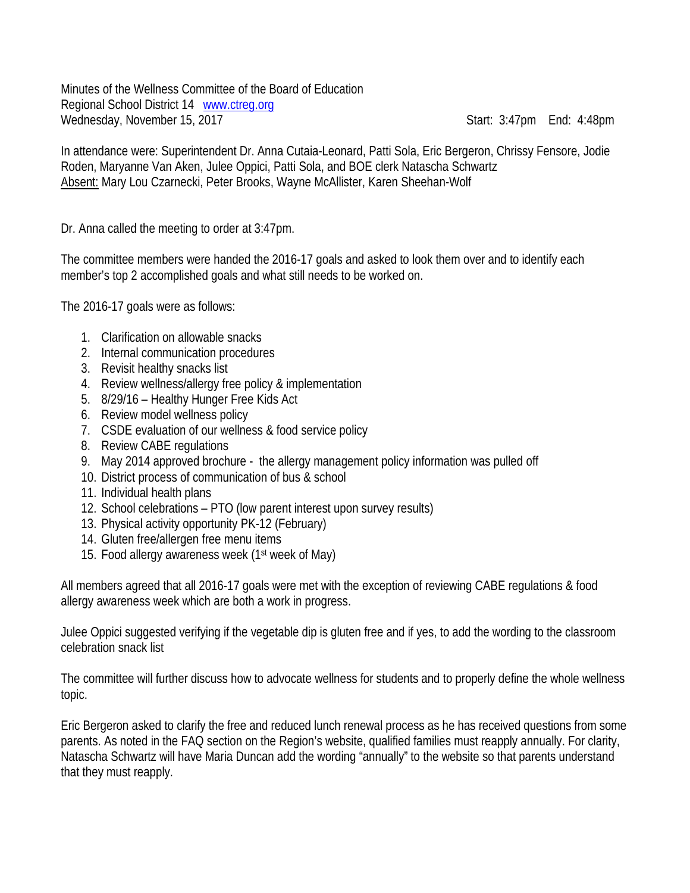Minutes of the Wellness Committee of the Board of Education
Regional School District 14 www.ctreg.org
Wednesday, November 15, 2017 Start: 3:47pm End: 4:48pm

In attendance were: Superintendent Dr. Anna Cutaia-Leonard, Patti Sola, Eric Bergeron, Chrissy Fensore, Jodie Roden, Maryanne Van Aken, Julee Oppici, Patti Sola, and BOE clerk Natascha Schwartz
Absent: Mary Lou Czarnecki, Peter Brooks, Wayne McAllister, Karen Sheehan-Wolf

Dr. Anna called the meeting to order at 3:47pm.

The committee members were handed the 2016-17 goals and asked to look them over and to identify each member's top 2 accomplished goals and what still needs to be worked on.

The 2016-17 goals were as follows:

1. Clarification on allowable snacks
2. Internal communication procedures
3. Revisit healthy snacks list
4. Review wellness/allergy free policy & implementation
5. 8/29/16 – Healthy Hunger Free Kids Act
6. Review model wellness policy
7. CSDE evaluation of our wellness & food service policy
8. Review CABE regulations
9. May 2014 approved brochure - the allergy management policy information was pulled off
10. District process of communication of bus & school
11. Individual health plans
12. School celebrations – PTO (low parent interest upon survey results)
13. Physical activity opportunity PK-12 (February)
14. Gluten free/allergen free menu items
15. Food allergy awareness week (1st week of May)

All members agreed that all 2016-17 goals were met with the exception of reviewing CABE regulations & food allergy awareness week which are both a work in progress.

Julee Oppici suggested verifying if the vegetable dip is gluten free and if yes, to add the wording to the classroom celebration snack list

The committee will further discuss how to advocate wellness for students and to properly define the whole wellness topic.

Eric Bergeron asked to clarify the free and reduced lunch renewal process as he has received questions from some parents. As noted in the FAQ section on the Region's website, qualified families must reapply annually. For clarity, Natascha Schwartz will have Maria Duncan add the wording "annually" to the website so that parents understand that they must reapply.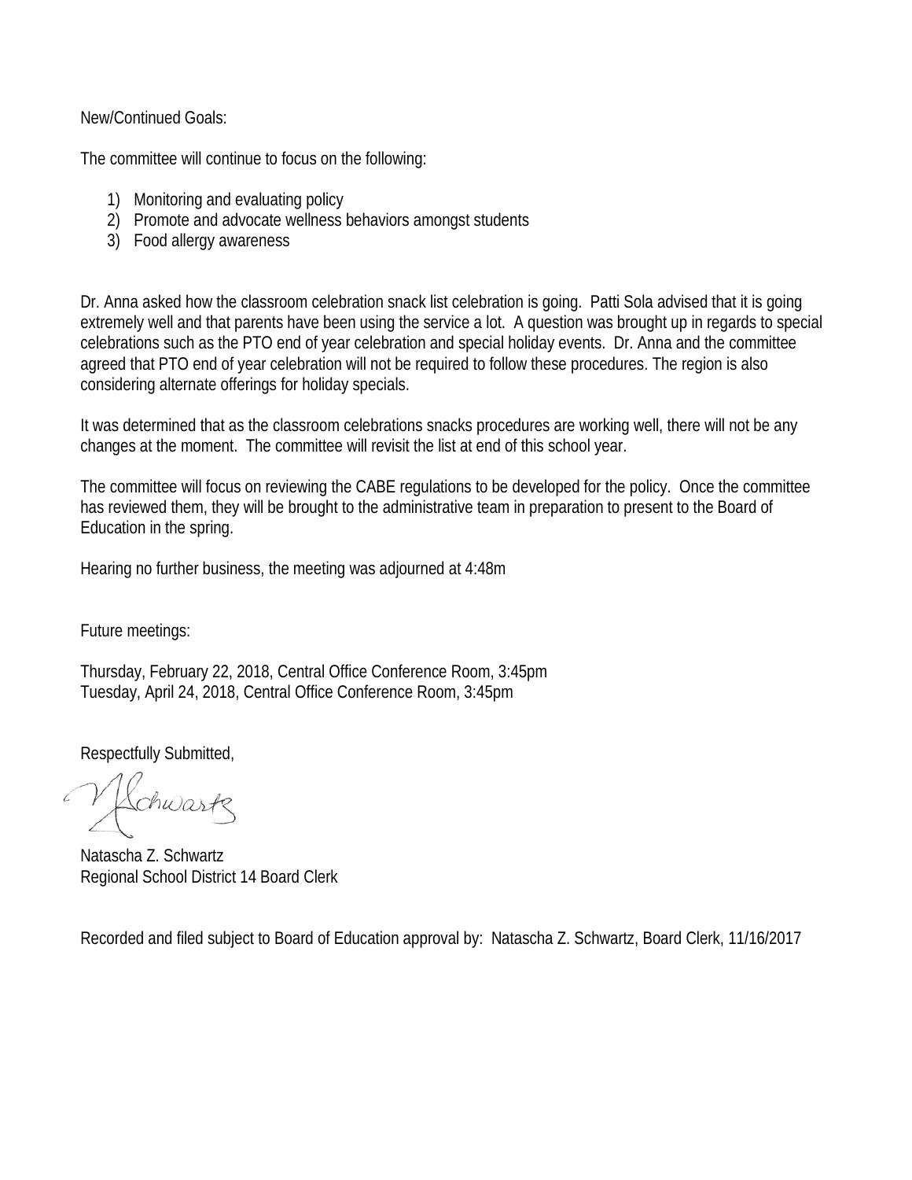New/Continued Goals:

The committee will continue to focus on the following:

1) Monitoring and evaluating policy
2) Promote and advocate wellness behaviors amongst students
3) Food allergy awareness

Dr. Anna asked how the classroom celebration snack list celebration is going. Patti Sola advised that it is going extremely well and that parents have been using the service a lot. A question was brought up in regards to special celebrations such as the PTO end of year celebration and special holiday events. Dr. Anna and the committee agreed that PTO end of year celebration will not be required to follow these procedures. The region is also considering alternate offerings for holiday specials.

It was determined that as the classroom celebrations snacks procedures are working well, there will not be any changes at the moment. The committee will revisit the list at end of this school year.

The committee will focus on reviewing the CABE regulations to be developed for the policy. Once the committee has reviewed them, they will be brought to the administrative team in preparation to present to the Board of Education in the spring.

Hearing no further business, the meeting was adjourned at 4:48m

Future meetings:

Thursday, February 22, 2018, Central Office Conference Room, 3:45pm
Tuesday, April 24, 2018, Central Office Conference Room, 3:45pm

Respectfully Submitted,

N Schwartz

Natascha Z. Schwartz
Regional School District 14 Board Clerk

Recorded and filed subject to Board of Education approval by: Natascha Z. Schwartz, Board Clerk, 11/16/2017